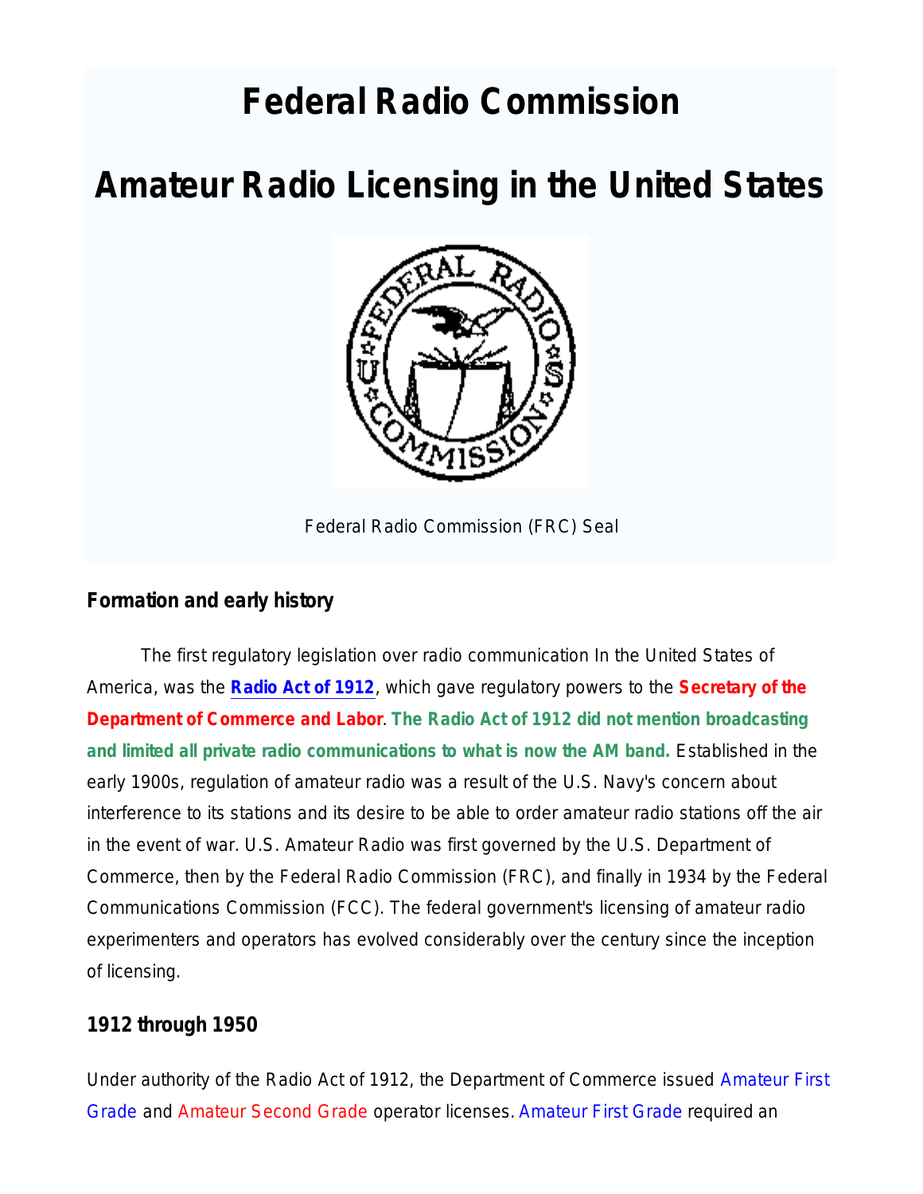# Federal Radio Commission

# Amateur Radio Licensing in the United States

Federal Radio Commission (FRC) Seal

## Formation and early history

The first regulatory legislation over radio communication In the United States of America, was the **Radio Act of 1912**, which gave regulatory powers to the **Secretary of the Department of Commerce and Labor**. **The Radio Act of 1912 did not mention broadcasting and limited all private radio communications to what is now the AM band.** Established in the early 1900s, regulation of amateur radio was a result of the U.S. Navy's concern about interference to its stations and its desire to be able to order amateur radio stations off the air in the event of war. U.S. Amateur Radio was first governed by the U.S. Department of Commerce, then by the Federal Radio Commission (FRC), and finally in 1934 by the Federal Communications Commission (FCC). The federal government's licensing of amateur radio experimenters and operators has evolved considerably over the century since the inception of licensing.

## 1912 through 1950

Under authority of the Radio Act of 1912, the Department of Commerce issued Amateur First Grade and Amateur Second Grade operator licenses. Amateur First Grade required an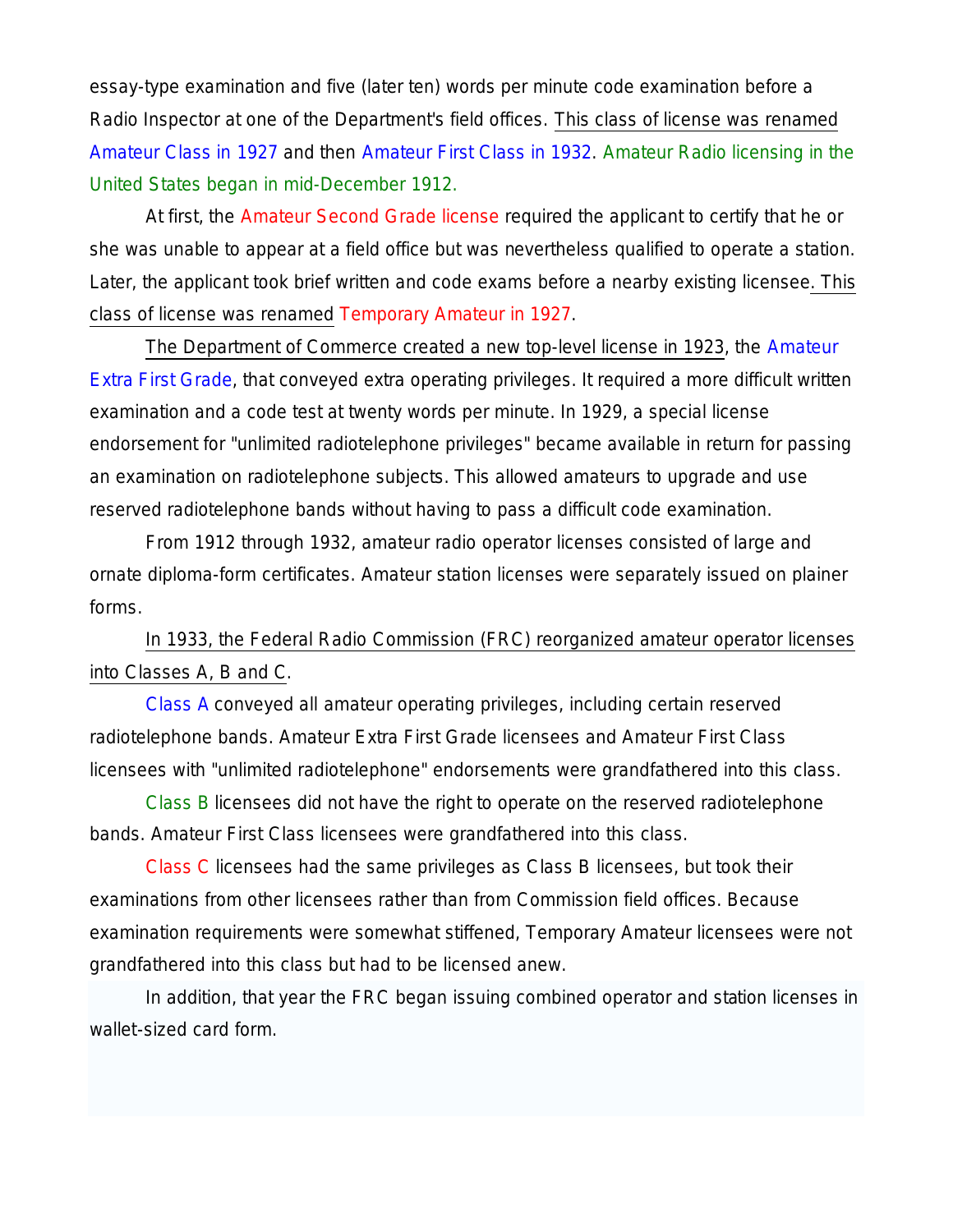essay-type examination and five (later ten) words per minute code examination before a Radio Inspector at one of the Department's field offices. This class of license was renamed Amateur Class in 1927 and then Amateur First Class in 1932. Amateur Radio licensing in the United States began in mid-December 1912.

At first, the Amateur Second Grade license required the applicant to certify that he or she was unable to appear at a field office but was nevertheless qualified to operate a station. Later, the applicant took brief written and code exams before a nearby existing licensee. This class of license was renamed Temporary Amateur in 1927.

The Department of Commerce created a new top-level license in 1923, the Amateur Extra First Grade, that conveyed extra operating privileges. It required a more difficult written examination and a code test at twenty words per minute. In 1929, a special license endorsement for "unlimited radiotelephone privileges" became available in return for passing an examination on radiotelephone subjects. This allowed amateurs to upgrade and use reserved radiotelephone bands without having to pass a difficult code examination.

From 1912 through 1932, amateur radio operator licenses consisted of large and ornate diploma-form certificates. Amateur station licenses were separately issued on plainer forms.

In 1933, the Federal Radio Commission (FRC) reorganized amateur operator licenses into Classes A, B and C.

Class A conveyed all amateur operating privileges, including certain reserved radiotelephone bands. Amateur Extra First Grade licensees and Amateur First Class licensees with "unlimited radiotelephone" endorsements were grandfathered into this class.

Class B licensees did not have the right to operate on the reserved radiotelephone bands. Amateur First Class licensees were grandfathered into this class.

Class C licensees had the same privileges as Class B licensees, but took their examinations from other licensees rather than from Commission field offices. Because examination requirements were somewhat stiffened, Temporary Amateur licensees were not grandfathered into this class but had to be licensed anew.

In addition, that year the FRC began issuing combined operator and station licenses in wallet-sized card form.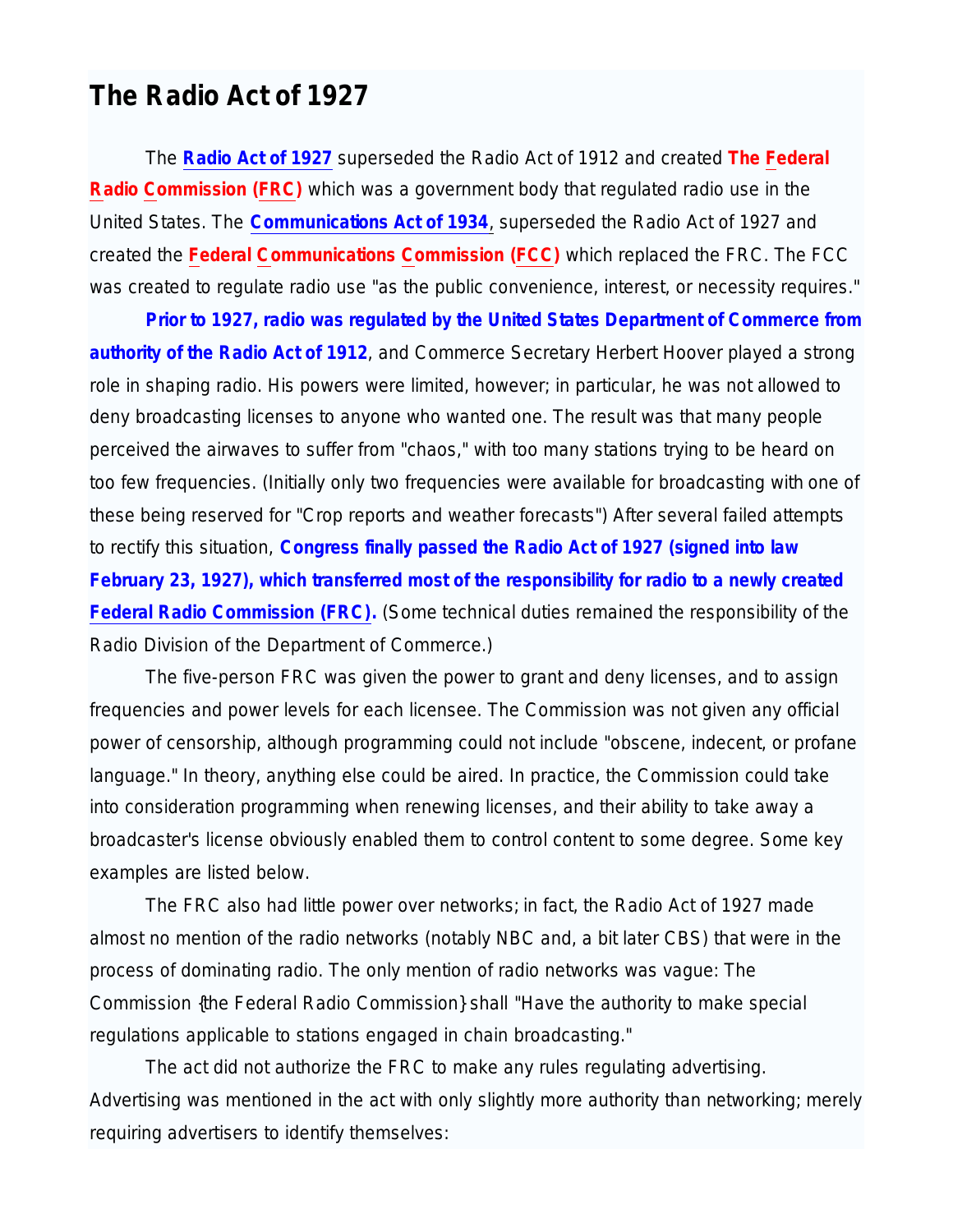# The Radio Act of 1927

The **Radio Act of 1927** superseded the Radio Act of 1912 and created **The Federal Radio Commission (FRC)** which was a government body that regulated radio use in the United States. The **Communications Act of 1934**, superseded the Radio Act of 1927 and created the **Federal Communications Commission (FCC)** which replaced the FRC. The FCC was created to regulate radio use "as the public convenience, interest, or necessity requires."

**Prior to 1927, radio was regulated by the United States Department of Commerce from authority of the Radio Act of 1912**, and Commerce Secretary Herbert Hoover played a strong role in shaping radio. His powers were limited, however; in particular, he was not allowed to deny broadcasting licenses to anyone who wanted one. The result was that many people perceived the airwaves to suffer from "chaos," with too many stations trying to be heard on too few frequencies. (Initially only two frequencies were available for broadcasting with one of these being reserved for "Crop reports and weather forecasts") After several failed attempts to rectify this situation, **Congress finally passed the Radio Act of 1927 (signed into law February 23, 1927), which transferred most of the responsibility for radio to a newly created Federal Radio Commission (FRC).** (Some technical duties remained the responsibility of the Radio Division of the Department of Commerce.)

The five-person FRC was given the power to grant and deny licenses, and to assign frequencies and power levels for each licensee. The Commission was not given any official power of censorship, although programming could not include "obscene, indecent, or profane language." In theory, anything else could be aired. In practice, the Commission could take into consideration programming when renewing licenses, and their ability to take away a broadcaster's license obviously enabled them to control content to some degree. Some key examples are listed below.

The FRC also had little power over networks; in fact, the Radio Act of 1927 made almost no mention of the radio networks (notably NBC and, a bit later CBS) that were in the process of dominating radio. The only mention of radio networks was vague: The Commission {the Federal Radio Commission} shall "Have the authority to make special regulations applicable to stations engaged in chain broadcasting."

The act did not authorize the FRC to make any rules regulating advertising. Advertising was mentioned in the act with only slightly more authority than networking; merely requiring advertisers to identify themselves: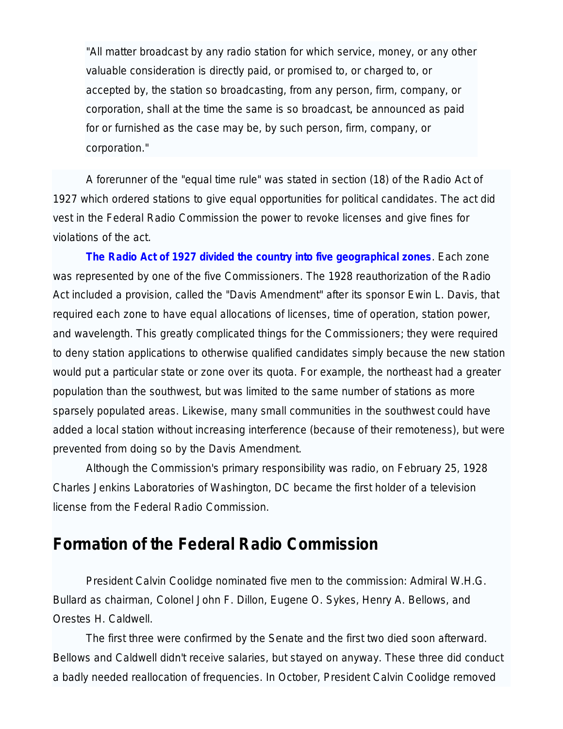> "All matter broadcast by any radio station for which service, money, or any other valuable consideration is directly paid, or promised to, or charged to, or accepted by, the station so broadcasting, from any person, firm, company, or corporation, shall at the time the same is so broadcast, be announced as paid for or furnished as the case may be, by such person, firm, company, or corporation."

A forerunner of the "equal time rule" was stated in section (18) of the Radio Act of 1927 which ordered stations to give equal opportunities for political candidates. The act did vest in the Federal Radio Commission the power to revoke licenses and give fines for violations of the act.

**The Radio Act of 1927 divided the country into five geographical zones**. Each zone was represented by one of the five Commissioners. The 1928 reauthorization of the Radio Act included a provision, called the "Davis Amendment" after its sponsor Ewin L. Davis, that required each zone to have equal allocations of licenses, time of operation, station power, and wavelength. This greatly complicated things for the Commissioners; they were required to deny station applications to otherwise qualified candidates simply because the new station would put a particular state or zone over its quota. For example, the northeast had a greater population than the southwest, but was limited to the same number of stations as more sparsely populated areas. Likewise, many small communities in the southwest could have added a local station without increasing interference (because of their remoteness), but were prevented from doing so by the Davis Amendment.

Although the Commission's primary responsibility was radio, on February 25, 1928 Charles Jenkins Laboratories of Washington, DC became the first holder of a television license from the Federal Radio Commission.

## Formation of the Federal Radio Commission

President Calvin Coolidge nominated five men to the commission: Admiral W.H.G. Bullard as chairman, Colonel John F. Dillon, Eugene O. Sykes, Henry A. Bellows, and Orestes H. Caldwell.

The first three were confirmed by the Senate and the first two died soon afterward. Bellows and Caldwell didn't receive salaries, but stayed on anyway. These three did conduct a badly needed reallocation of frequencies. In October, President Calvin Coolidge removed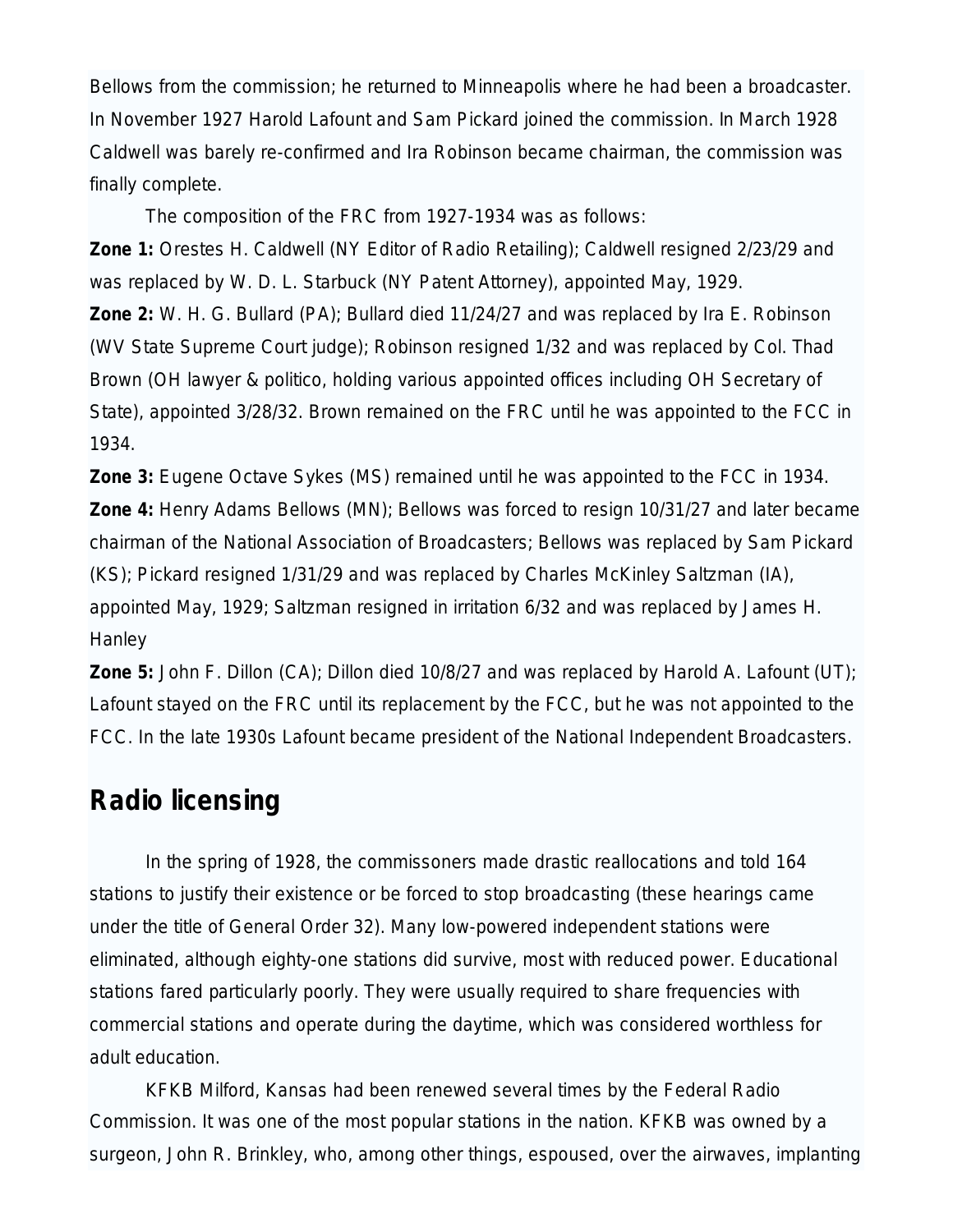Bellows from the commission; he returned to Minneapolis where he had been a broadcaster. In November 1927 Harold Lafount and Sam Pickard joined the commission. In March 1928 Caldwell was barely re-confirmed and Ira Robinson became chairman, the commission was finally complete.

The composition of the FRC from 1927-1934 was as follows:

**Zone 1:** Orestes H. Caldwell (NY Editor of Radio Retailing); Caldwell resigned 2/23/29 and was replaced by W. D. L. Starbuck (NY Patent Attorney), appointed May, 1929.

**Zone 2:** W. H. G. Bullard (PA); Bullard died 11/24/27 and was replaced by Ira E. Robinson (WV State Supreme Court judge); Robinson resigned 1/32 and was replaced by Col. Thad Brown (OH lawyer & politico, holding various appointed offices including OH Secretary of State), appointed 3/28/32. Brown remained on the FRC until he was appointed to the FCC in 1934.

**Zone 3:** Eugene Octave Sykes (MS) remained until he was appointed to the FCC in 1934.

**Zone 4:** Henry Adams Bellows (MN); Bellows was forced to resign 10/31/27 and later became chairman of the National Association of Broadcasters; Bellows was replaced by Sam Pickard (KS); Pickard resigned 1/31/29 and was replaced by Charles McKinley Saltzman (IA), appointed May, 1929; Saltzman resigned in irritation 6/32 and was replaced by James H. Hanley

**Zone 5:** John F. Dillon (CA); Dillon died 10/8/27 and was replaced by Harold A. Lafount (UT); Lafount stayed on the FRC until its replacement by the FCC, but he was not appointed to the FCC. In the late 1930s Lafount became president of the National Independent Broadcasters.

## Radio licensing

In the spring of 1928, the commissoners made drastic reallocations and told 164 stations to justify their existence or be forced to stop broadcasting (these hearings came under the title of General Order 32). Many low-powered independent stations were eliminated, although eighty-one stations did survive, most with reduced power. Educational stations fared particularly poorly. They were usually required to share frequencies with commercial stations and operate during the daytime, which was considered worthless for adult education.

KFKB Milford, Kansas had been renewed several times by the Federal Radio Commission. It was one of the most popular stations in the nation. KFKB was owned by a surgeon, John R. Brinkley, who, among other things, espoused, over the airwaves, implanting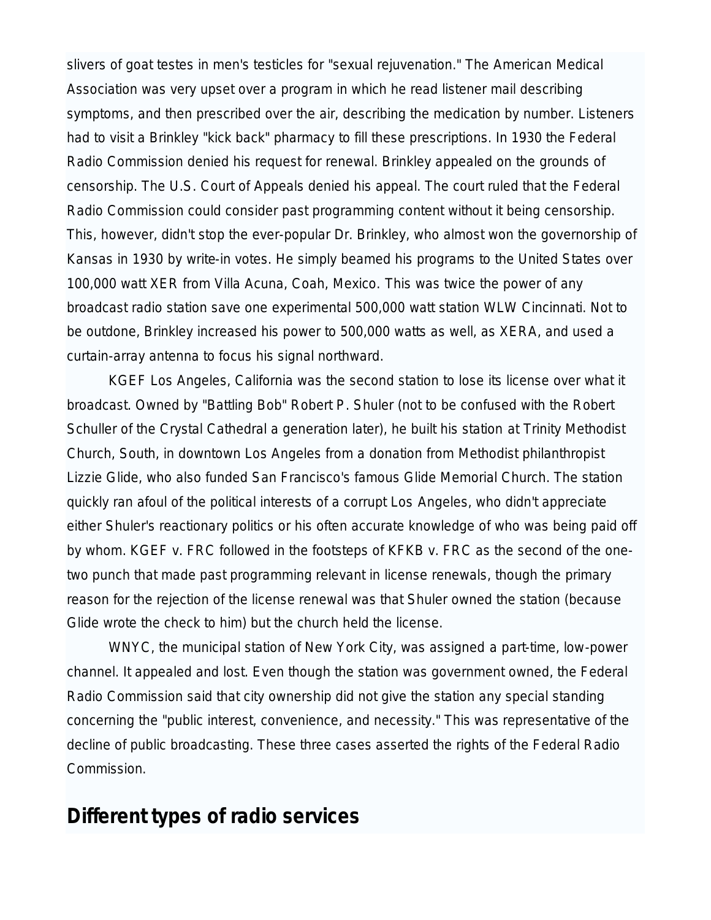slivers of goat testes in men's testicles for "sexual rejuvenation." The American Medical Association was very upset over a program in which he read listener mail describing symptoms, and then prescribed over the air, describing the medication by number. Listeners had to visit a Brinkley "kick back" pharmacy to fill these prescriptions. In 1930 the Federal Radio Commission denied his request for renewal. Brinkley appealed on the grounds of censorship. The U.S. Court of Appeals denied his appeal. The court ruled that the Federal Radio Commission could consider past programming content without it being censorship. This, however, didn't stop the ever-popular Dr. Brinkley, who almost won the governorship of Kansas in 1930 by write-in votes. He simply beamed his programs to the United States over 100,000 watt XER from Villa Acuna, Coah, Mexico. This was twice the power of any broadcast radio station save one experimental 500,000 watt station WLW Cincinnati. Not to be outdone, Brinkley increased his power to 500,000 watts as well, as XERA, and used a curtain-array antenna to focus his signal northward.

KGEF Los Angeles, California was the second station to lose its license over what it broadcast. Owned by "Battling Bob" Robert P. Shuler (not to be confused with the Robert Schuller of the Crystal Cathedral a generation later), he built his station at Trinity Methodist Church, South, in downtown Los Angeles from a donation from Methodist philanthropist Lizzie Glide, who also funded San Francisco's famous Glide Memorial Church. The station quickly ran afoul of the political interests of a corrupt Los Angeles, who didn't appreciate either Shuler's reactionary politics or his often accurate knowledge of who was being paid off by whom. KGEF v. FRC followed in the footsteps of KFKB v. FRC as the second of the one-two punch that made past programming relevant in license renewals, though the primary reason for the rejection of the license renewal was that Shuler owned the station (because Glide wrote the check to him) but the church held the license.

WNYC, the municipal station of New York City, was assigned a part-time, low-power channel. It appealed and lost. Even though the station was government owned, the Federal Radio Commission said that city ownership did not give the station any special standing concerning the "public interest, convenience, and necessity." This was representative of the decline of public broadcasting. These three cases asserted the rights of the Federal Radio Commission.

## Different types of radio services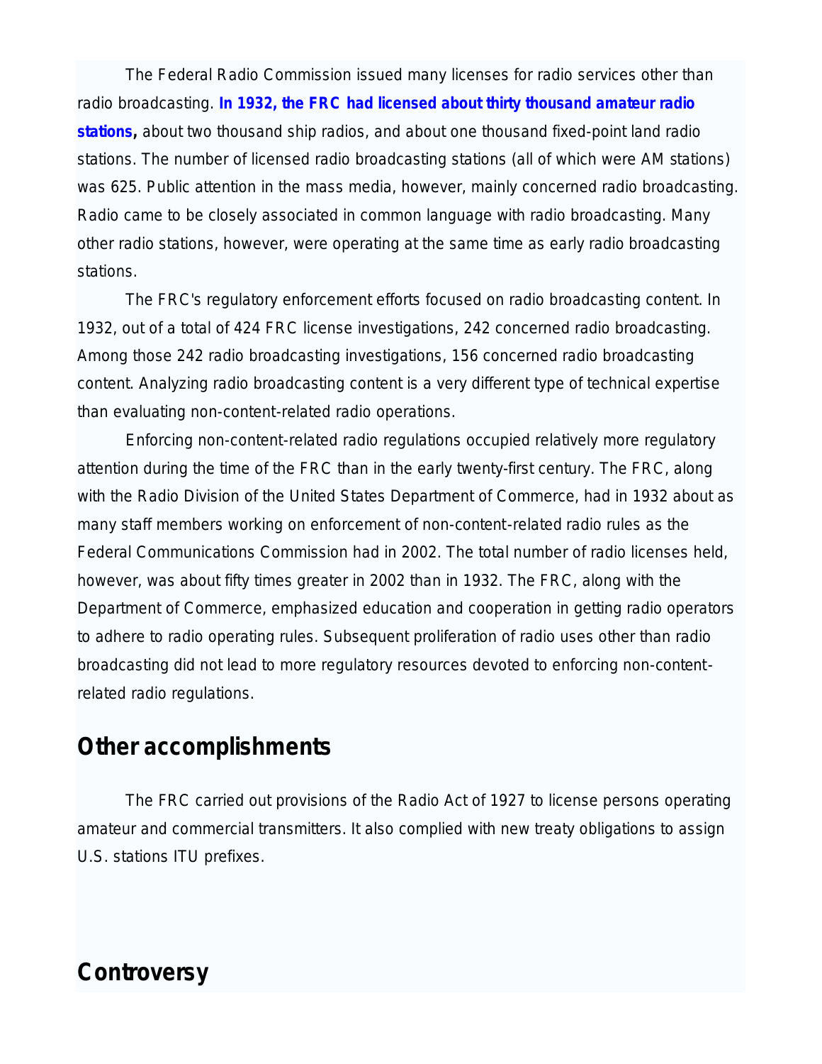The Federal Radio Commission issued many licenses for radio services other than radio broadcasting. **In 1932, the FRC had licensed about thirty thousand amateur radio stations,** about two thousand ship radios, and about one thousand fixed-point land radio stations. The number of licensed radio broadcasting stations (all of which were AM stations) was 625. Public attention in the mass media, however, mainly concerned radio broadcasting. Radio came to be closely associated in common language with radio broadcasting. Many other radio stations, however, were operating at the same time as early radio broadcasting stations.

The FRC's regulatory enforcement efforts focused on radio broadcasting content. In 1932, out of a total of 424 FRC license investigations, 242 concerned radio broadcasting. Among those 242 radio broadcasting investigations, 156 concerned radio broadcasting content. Analyzing radio broadcasting content is a very different type of technical expertise than evaluating non-content-related radio operations.

Enforcing non-content-related radio regulations occupied relatively more regulatory attention during the time of the FRC than in the early twenty-first century. The FRC, along with the Radio Division of the United States Department of Commerce, had in 1932 about as many staff members working on enforcement of non-content-related radio rules as the Federal Communications Commission had in 2002. The total number of radio licenses held, however, was about fifty times greater in 2002 than in 1932. The FRC, along with the Department of Commerce, emphasized education and cooperation in getting radio operators to adhere to radio operating rules. Subsequent proliferation of radio uses other than radio broadcasting did not lead to more regulatory resources devoted to enforcing non-content-related radio regulations.

## Other accomplishments

The FRC carried out provisions of the Radio Act of 1927 to license persons operating amateur and commercial transmitters. It also complied with new treaty obligations to assign U.S. stations ITU prefixes.

## Controversy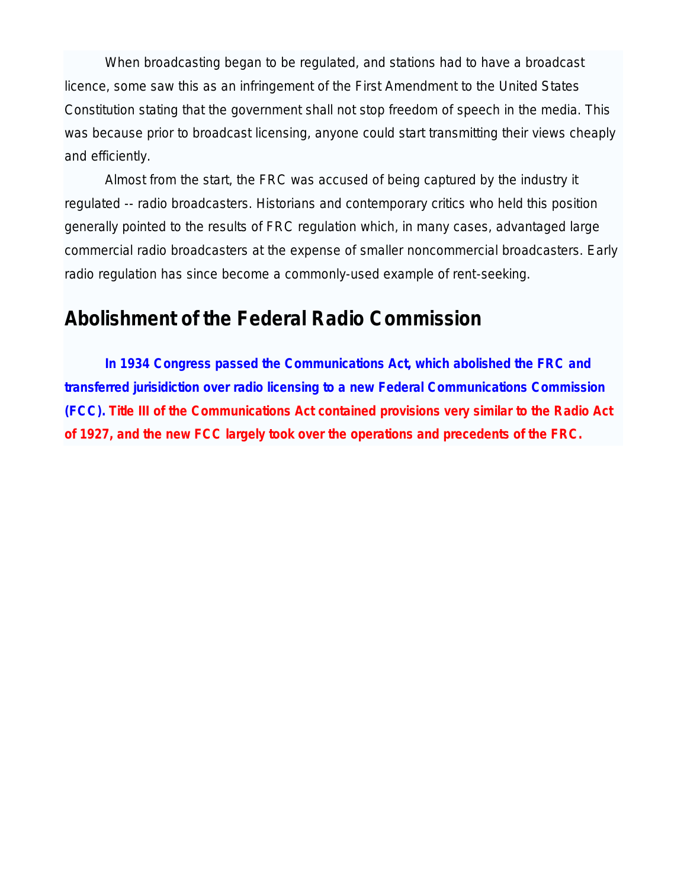When broadcasting began to be regulated, and stations had to have a broadcast licence, some saw this as an infringement of the First Amendment to the United States Constitution stating that the government shall not stop freedom of speech in the media. This was because prior to broadcast licensing, anyone could start transmitting their views cheaply and efficiently.

Almost from the start, the FRC was accused of being captured by the industry it regulated -- radio broadcasters. Historians and contemporary critics who held this position generally pointed to the results of FRC regulation which, in many cases, advantaged large commercial radio broadcasters at the expense of smaller noncommercial broadcasters. Early radio regulation has since become a commonly-used example of rent-seeking.

## Abolishment of the Federal Radio Commission

**In 1934 Congress passed the Communications Act, which abolished the FRC and transferred jurisidiction over radio licensing to a new Federal Communications Commission (FCC). Title III of the Communications Act contained provisions very similar to the Radio Act of 1927, and the new FCC largely took over the operations and precedents of the FRC.**